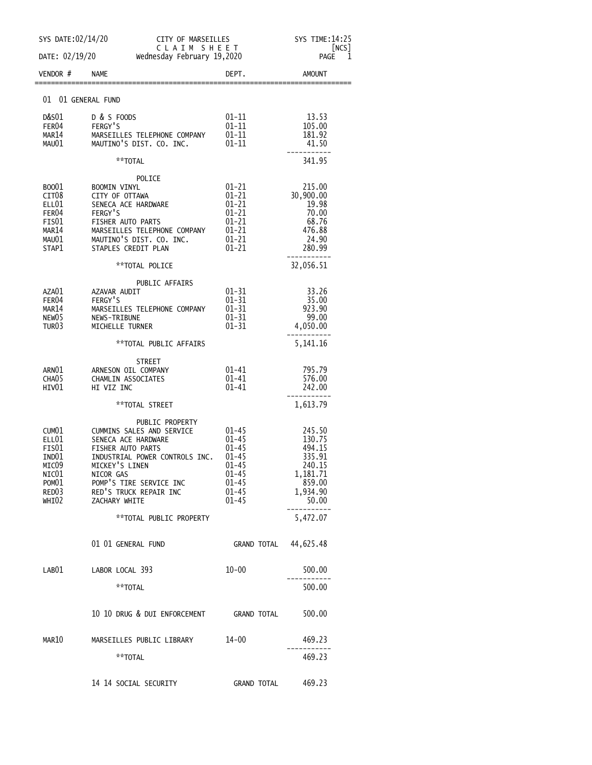SYS DATE:02/14/20 CITY OF MARSEILLES SYS TIME:14:25

CLAIM SHEET [NCS]

DATE: 02/19/20 Wednesday February 19,2020

| VENDOR # | NAME | DEPT. | AMOUNT |
|---|---|---|---|
| | **01 01 GENERAL FUND** | | |
| D&S01 | D & S FOODS | 01-11 | 13.53 |
| FER04 | FERGY'S | 01-11 | 105.00 |
| MAR14 | MARSEILLES TELEPHONE COMPANY | 01-11 | 181.92 |
| MAU01 | MAUTINO'S DIST. CO. INC. | 01-11 | 41.50 |
| | **TOTAL | | 341.95 |
| | POLICE | | |
| BOO01 | BOOMIN VINYL | 01-21 | 215.00 |
| CIT08 | CITY OF OTTAWA | 01-21 | 30,900.00 |
| ELL01 | SENECA ACE HARDWARE | 01-21 | 19.98 |
| FER04 | FERGY'S | 01-21 | 70.00 |
| FIS01 | FISHER AUTO PARTS | 01-21 | 68.76 |
| MAR14 | MARSEILLES TELEPHONE COMPANY | 01-21 | 476.88 |
| MAU01 | MAUTINO'S DIST. CO. INC. | 01-21 | 24.90 |
| STAP1 | STAPLES CREDIT PLAN | 01-21 | 280.99 |
| | **TOTAL POLICE | | 32,056.51 |
| | PUBLIC AFFAIRS | | |
| AZA01 | AZAVAR AUDIT | 01-31 | 33.26 |
| FER04 | FERGY'S | 01-31 | 35.00 |
| MAR14 | MARSEILLES TELEPHONE COMPANY | 01-31 | 923.90 |
| NEW05 | NEWS-TRIBUNE | 01-31 | 99.00 |
| TUR03 | MICHELLE TURNER | 01-31 | 4,050.00 |
| | **TOTAL PUBLIC AFFAIRS | | 5,141.16 |
| | STREET | | |
| ARN01 | ARNESON OIL COMPANY | 01-41 | 795.79 |
| CHA05 | CHAMLIN ASSOCIATES | 01-41 | 576.00 |
| HIV01 | HI VIZ INC | 01-41 | 242.00 |
| | **TOTAL STREET | | 1,613.79 |
| | PUBLIC PROPERTY | | |
| CUM01 | CUMMINS SALES AND SERVICE | 01-45 | 245.50 |
| ELL01 | SENECA ACE HARDWARE | 01-45 | 130.75 |
| FIS01 | FISHER AUTO PARTS | 01-45 | 494.15 |
| IND01 | INDUSTRIAL POWER CONTROLS INC. | 01-45 | 335.91 |
| MIC09 | MICKEY'S LINEN | 01-45 | 240.15 |
| NIC01 | NICOR GAS | 01-45 | 1,181.71 |
| POM01 | POMP'S TIRE SERVICE INC | 01-45 | 859.00 |
| RED03 | RED'S TRUCK REPAIR INC | 01-45 | 1,934.90 |
| WHI02 | ZACHARY WHITE | 01-45 | 50.00 |
| | **TOTAL PUBLIC PROPERTY | | 5,472.07 |
| | 01 01 GENERAL FUND | GRAND TOTAL | 44,625.48 |
| LAB01 | LABOR LOCAL 393 | 10-00 | 500.00 |
| | **TOTAL | | 500.00 |
| | 10 10 DRUG & DUI ENFORCEMENT | GRAND TOTAL | 500.00 |
| MAR10 | MARSEILLES PUBLIC LIBRARY | 14-00 | 469.23 |
| | **TOTAL | | 469.23 |
| | 14 14 SOCIAL SECURITY | GRAND TOTAL | 469.23 |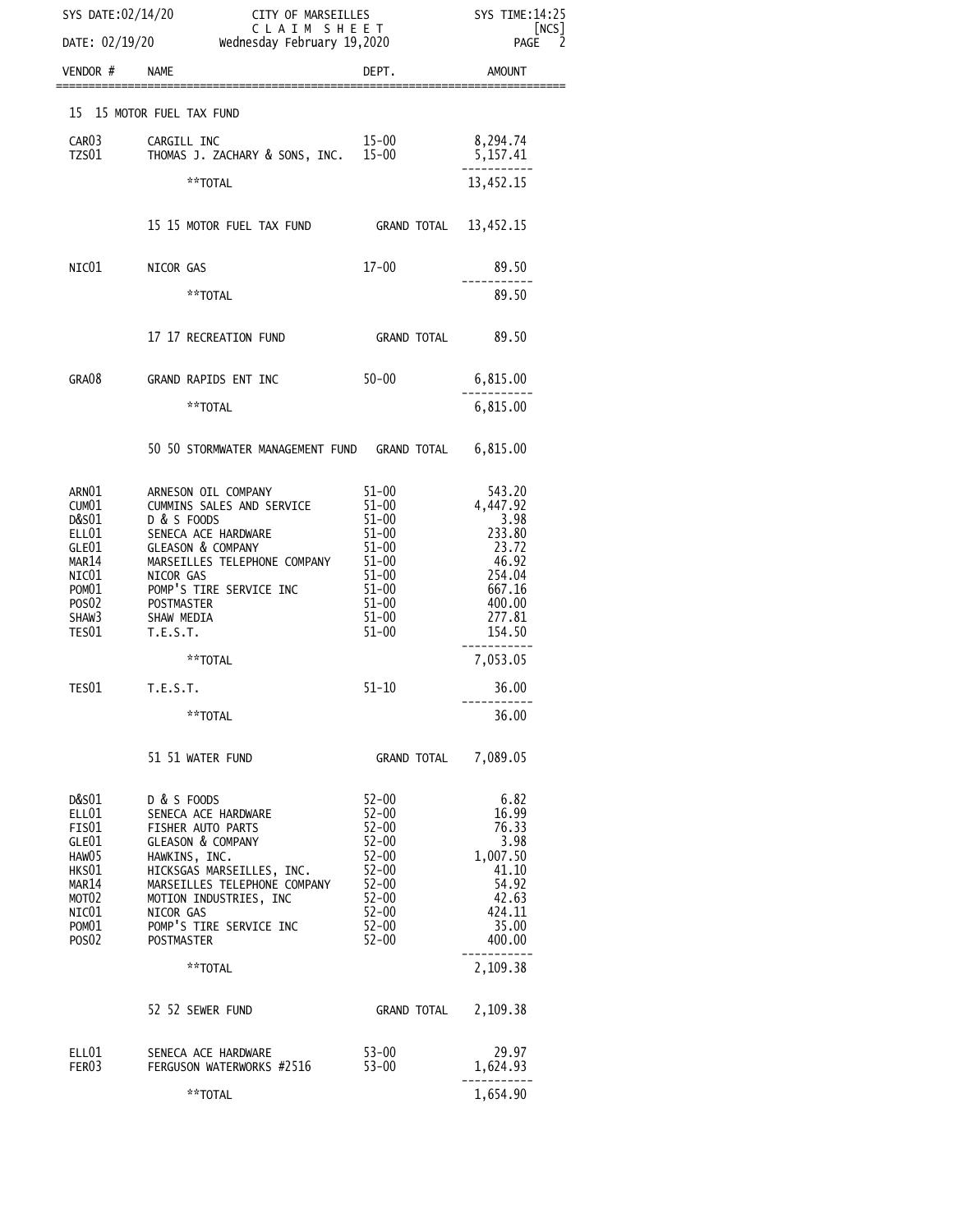SYS DATE:02/14/20 — CITY OF MARSEILLES — SYS TIME:14:25

CLAIM SHEET [NCS]

DATE: 02/19/20 — Wednesday February 19,2020

| VENDOR # | NAME | DEPT. | AMOUNT |
|---|---|---|---|
| | **15 15 MOTOR FUEL TAX FUND** | | |
| CAR03 | CARGILL INC | 15-00 | 8,294.74 |
| TZS01 | THOMAS J. ZACHARY & SONS, INC. | 15-00 | 5,157.41 |
| | **TOTAL | | 13,452.15 |
| | 15 15 MOTOR FUEL TAX FUND | GRAND TOTAL | 13,452.15 |
| NIC01 | NICOR GAS | 17-00 | 89.50 |
| | **TOTAL | | 89.50 |
| | 17 17 RECREATION FUND | GRAND TOTAL | 89.50 |
| GRA08 | GRAND RAPIDS ENT INC | 50-00 | 6,815.00 |
| | **TOTAL | | 6,815.00 |
| | 50 50 STORMWATER MANAGEMENT FUND | GRAND TOTAL | 6,815.00 |
| ARN01 | ARNESON OIL COMPANY | 51-00 | 543.20 |
| CUM01 | CUMMINS SALES AND SERVICE | 51-00 | 4,447.92 |
| D&S01 | D & S FOODS | 51-00 | 3.98 |
| ELL01 | SENECA ACE HARDWARE | 51-00 | 233.80 |
| GLE01 | GLEASON & COMPANY | 51-00 | 23.72 |
| MAR14 | MARSEILLES TELEPHONE COMPANY | 51-00 | 46.92 |
| NIC01 | NICOR GAS | 51-00 | 254.04 |
| POM01 | POMP'S TIRE SERVICE INC | 51-00 | 667.16 |
| POS02 | POSTMASTER | 51-00 | 400.00 |
| SHAW3 | SHAW MEDIA | 51-00 | 277.81 |
| TES01 | T.E.S.T. | 51-00 | 154.50 |
| | **TOTAL | | 7,053.05 |
| TES01 | T.E.S.T. | 51-10 | 36.00 |
| | **TOTAL | | 36.00 |
| | 51 51 WATER FUND | GRAND TOTAL | 7,089.05 |
| D&S01 | D & S FOODS | 52-00 | 6.82 |
| ELL01 | SENECA ACE HARDWARE | 52-00 | 16.99 |
| FIS01 | FISHER AUTO PARTS | 52-00 | 76.33 |
| GLE01 | GLEASON & COMPANY | 52-00 | 3.98 |
| HAW05 | HAWKINS, INC. | 52-00 | 1,007.50 |
| HKS01 | HICKSGAS MARSEILLES, INC. | 52-00 | 41.10 |
| MAR14 | MARSEILLES TELEPHONE COMPANY | 52-00 | 54.92 |
| MOT02 | MOTION INDUSTRIES, INC | 52-00 | 42.63 |
| NIC01 | NICOR GAS | 52-00 | 424.11 |
| POM01 | POMP'S TIRE SERVICE INC | 52-00 | 35.00 |
| POS02 | POSTMASTER | 52-00 | 400.00 |
| | **TOTAL | | 2,109.38 |
| | 52 52 SEWER FUND | GRAND TOTAL | 2,109.38 |
| ELL01 | SENECA ACE HARDWARE | 53-00 | 29.97 |
| FER03 | FERGUSON WATERWORKS #2516 | 53-00 | 1,624.93 |
| | **TOTAL | | 1,654.90 |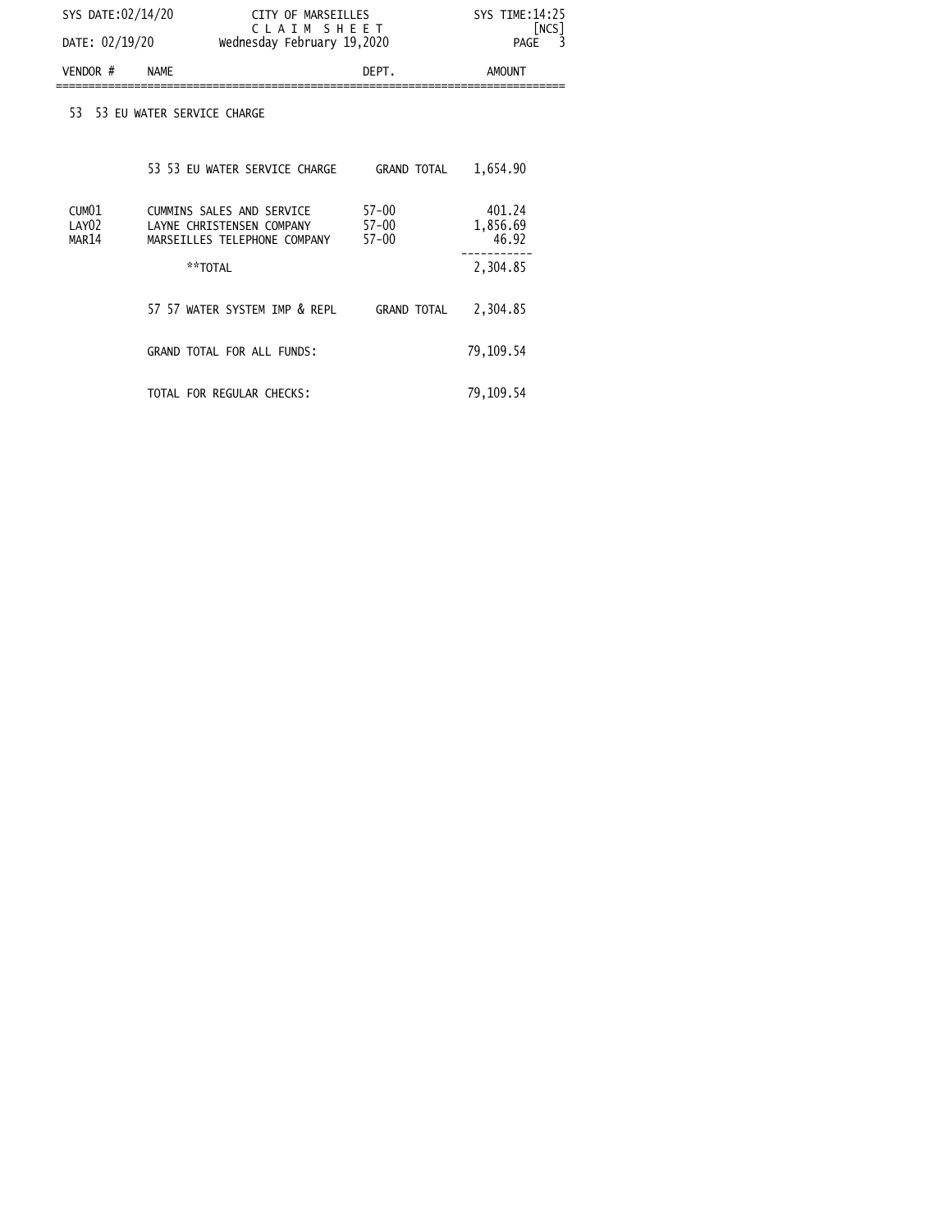SYS DATE:02/14/20 CITY OF MARSEILLES SYS TIME:14:25

C L A I M S H E E T [NCS]

DATE: 02/19/20 Wednesday February 19,2020

| VENDOR # | NAME | DEPT. | AMOUNT |
|---|---|---|---|
| 53 | 53 EU WATER SERVICE CHARGE | | |
| | 53 53 EU WATER SERVICE CHARGE | GRAND TOTAL | 1,654.90 |
| CUM01 | CUMMINS SALES AND SERVICE | 57-00 | 401.24 |
| LAY02 | LAYNE CHRISTENSEN COMPANY | 57-00 | 1,856.69 |
| MAR14 | MARSEILLES TELEPHONE COMPANY | 57-00 | 46.92 |
| | **TOTAL | | 2,304.85 |
| | 57 57 WATER SYSTEM IMP & REPL | GRAND TOTAL | 2,304.85 |
| | GRAND TOTAL FOR ALL FUNDS: | | 79,109.54 |
| | TOTAL FOR REGULAR CHECKS: | | 79,109.54 |